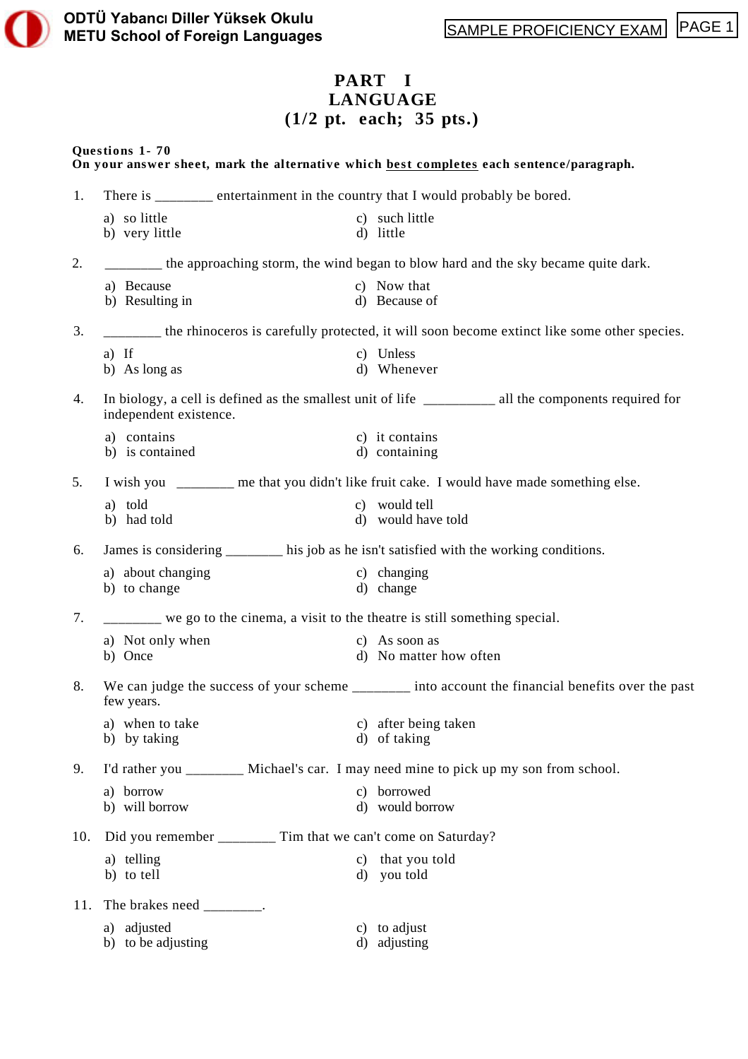# PART I
# LANGUAGE
## (1/2 pt. each; 35 pts.)

**Questions 1- 70**
**On your answer sheet, mark the alternative which best completes each sentence/paragraph.**

1. There is ________ entertainment in the country that I would probably be bored.

   a) so little
   b) very little
   c) such little
   d) little

2. ________ the approaching storm, the wind began to blow hard and the sky became quite dark.

   a) Because
   b) Resulting in
   c) Now that
   d) Because of

3. ________ the rhinoceros is carefully protected, it will soon become extinct like some other species.

   a) If
   b) As long as
   c) Unless
   d) Whenever

4. In biology, a cell is defined as the smallest unit of life __________ all the components required for independent existence.

   a) contains
   b) is contained
   c) it contains
   d) containing

5. I wish you ________ me that you didn't like fruit cake. I would have made something else.

   a) told
   b) had told
   c) would tell
   d) would have told

6. James is considering ________ his job as he isn't satisfied with the working conditions.

   a) about changing
   b) to change
   c) changing
   d) change

7. ________ we go to the cinema, a visit to the theatre is still something special.

   a) Not only when
   b) Once
   c) As soon as
   d) No matter how often

8. We can judge the success of your scheme ________ into account the financial benefits over the past few years.

   a) when to take
   b) by taking
   c) after being taken
   d) of taking

9. I'd rather you ________ Michael's car. I may need mine to pick up my son from school.

   a) borrow
   b) will borrow
   c) borrowed
   d) would borrow

10. Did you remember ________ Tim that we can't come on Saturday?

    a) telling
    b) to tell
    c) that you told
    d) you told

11. The brakes need ________.

    a) adjusted
    b) to be adjusting
    c) to adjust
    d) adjusting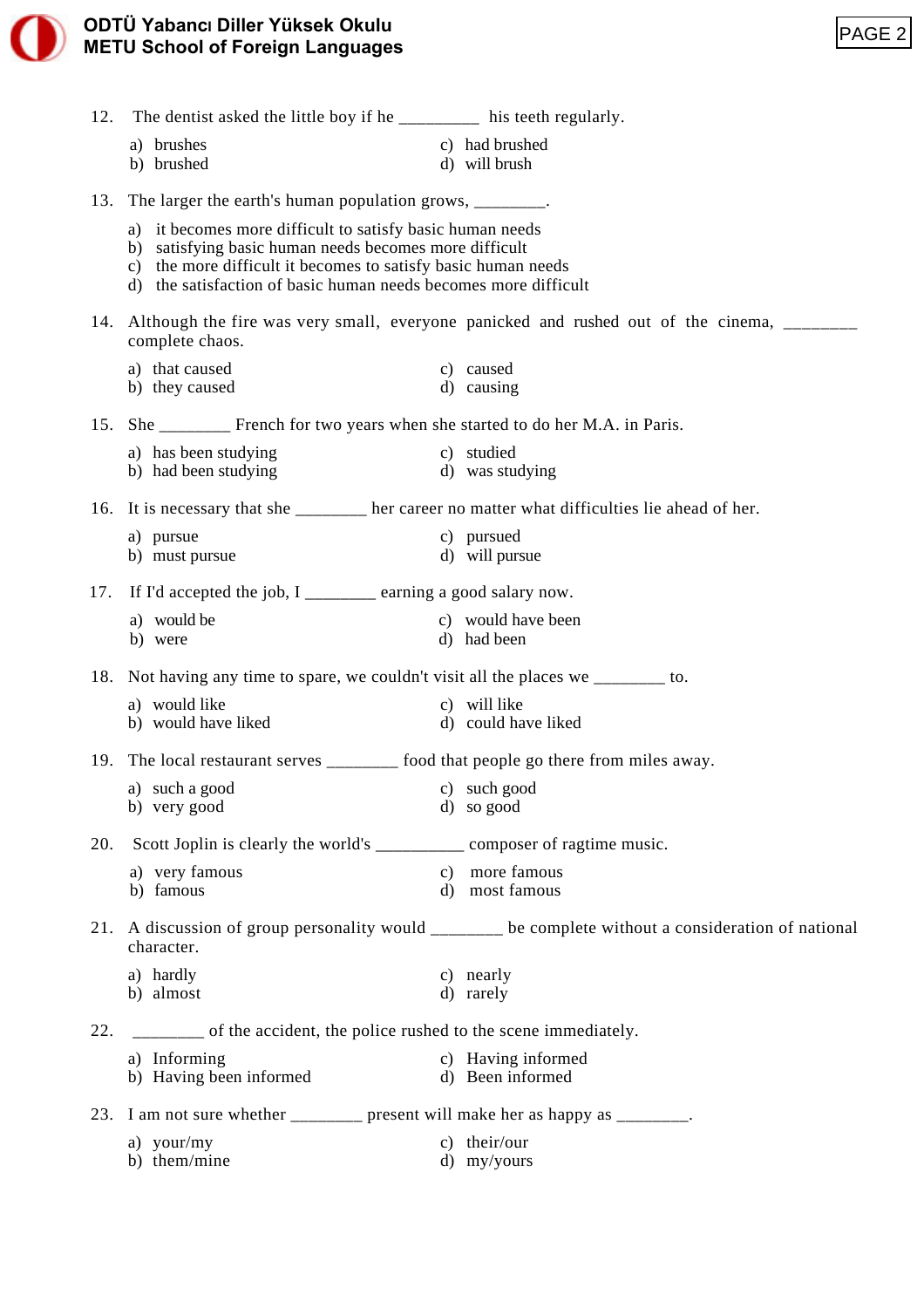12. The dentist asked the little boy if he _________ his teeth regularly.

    a) brushes
    b) brushed
    c) had brushed
    d) will brush

13. The larger the earth's human population grows, ________.

    a) it becomes more difficult to satisfy basic human needs
    b) satisfying basic human needs becomes more difficult
    c) the more difficult it becomes to satisfy basic human needs
    d) the satisfaction of basic human needs becomes more difficult

14. Although the fire was very small, everyone panicked and rushed out of the cinema, ________ complete chaos.

    a) that caused
    b) they caused
    c) caused
    d) causing

15. She ________ French for two years when she started to do her M.A. in Paris.

    a) has been studying
    b) had been studying
    c) studied
    d) was studying

16. It is necessary that she ________ her career no matter what difficulties lie ahead of her.

    a) pursue
    b) must pursue
    c) pursued
    d) will pursue

17. If I'd accepted the job, I ________ earning a good salary now.

    a) would be
    b) were
    c) would have been
    d) had been

18. Not having any time to spare, we couldn't visit all the places we ________ to.

    a) would like
    b) would have liked
    c) will like
    d) could have liked

19. The local restaurant serves ________ food that people go there from miles away.

    a) such a good
    b) very good
    c) such good
    d) so good

20. Scott Joplin is clearly the world's __________ composer of ragtime music.

    a) very famous
    b) famous
    c) more famous
    d) most famous

21. A discussion of group personality would ________ be complete without a consideration of national character.

    a) hardly
    b) almost
    c) nearly
    d) rarely

22. ________ of the accident, the police rushed to the scene immediately.

    a) Informing
    b) Having been informed
    c) Having informed
    d) Been informed

23. I am not sure whether ________ present will make her as happy as ________.

    a) your/my
    b) them/mine
    c) their/our
    d) my/yours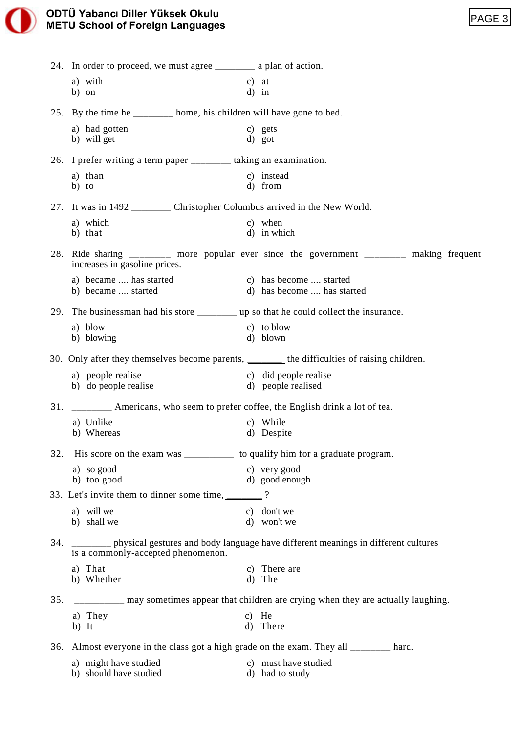24. In order to proceed, we must agree ________ a plan of action.

a) with
b) on
c) at
d) in

25. By the time he ________ home, his children will have gone to bed.

a) had gotten
b) will get
c) gets
d) got

26. I prefer writing a term paper ________ taking an examination.

a) than
b) to
c) instead
d) from

27. It was in 1492 ________ Christopher Columbus arrived in the New World.

a) which
b) that
c) when
d) in which

28. Ride sharing ________ more popular ever since the government ________ making frequent increases in gasoline prices.

a) became .... has started
b) became .... started
c) has become .... started
d) has become .... has started

29. The businessman had his store ________ up so that he could collect the insurance.

a) blow
b) blowing
c) to blow
d) blown

30. Only after they themselves become parents, ________ the difficulties of raising children.

a) people realise
b) do people realise
c) did people realise
d) people realised

31. ________ Americans, who seem to prefer coffee, the English drink a lot of tea.

a) Unlike
b) Whereas
c) While
d) Despite

32. His score on the exam was __________ to qualify him for a graduate program.

a) so good
b) too good
c) very good
d) good enough

33. Let's invite them to dinner some time, ________ ?

a) will we
b) shall we
c) don't we
d) won't we

34. ________ physical gestures and body language have different meanings in different cultures is a commonly-accepted phenomenon.

a) That
b) Whether
c) There are
d) The

35. __________ may sometimes appear that children are crying when they are actually laughing.

a) They
b) It
c) He
d) There

36. Almost everyone in the class got a high grade on the exam. They all ________ hard.

a) might have studied
b) should have studied
c) must have studied
d) had to study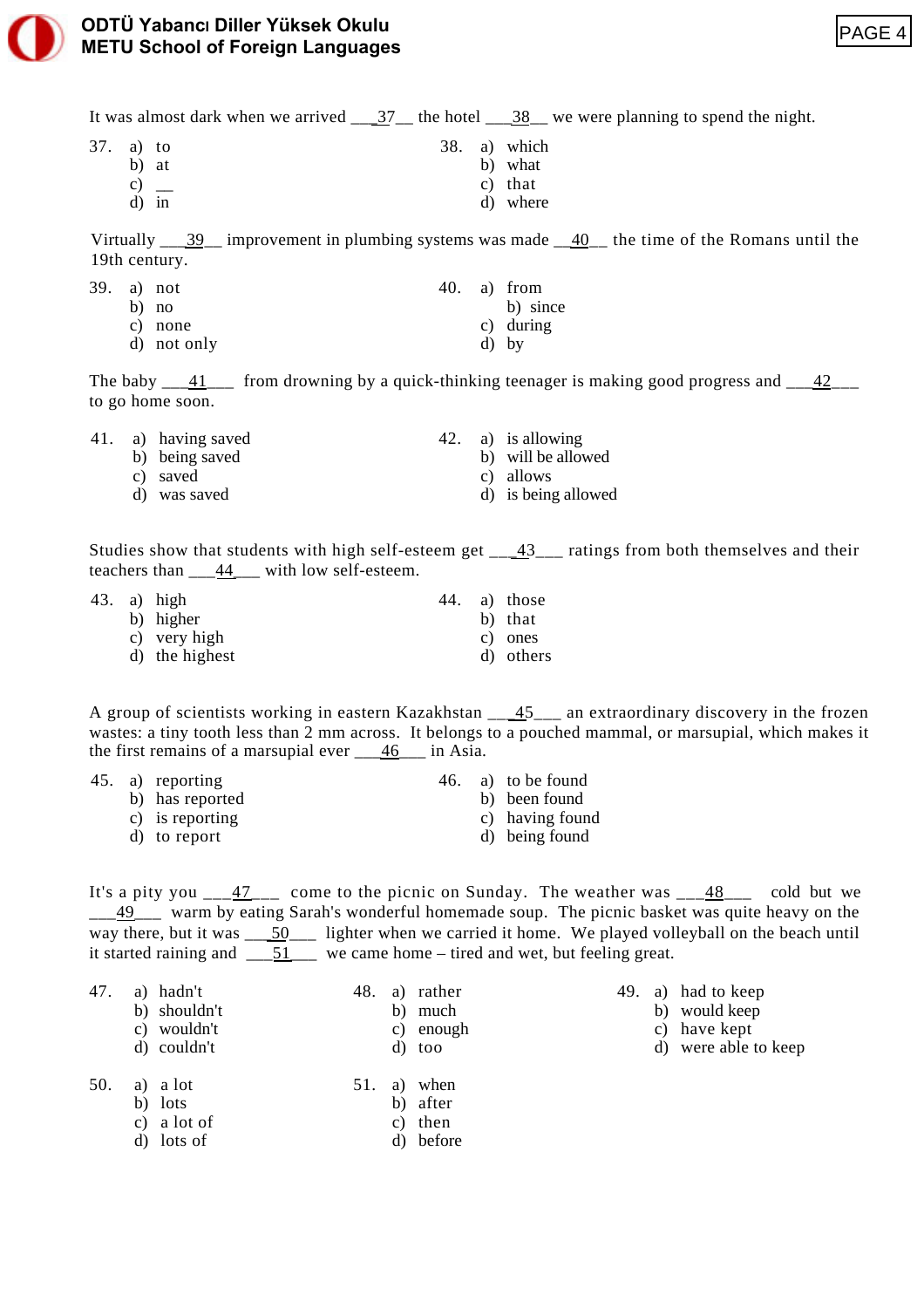It was almost dark when we arrived ___37__ the hotel ___38__ we were planning to spend the night.

37. a) to
    b) at
    c) __
    d) in

38. a) which
    b) what
    c) that
    d) where

Virtually ___39__ improvement in plumbing systems was made __40__ the time of the Romans until the 19th century.

39. a) not
    b) no
    c) none
    d) not only

40. a) from
    b) since
    c) during
    d) by

The baby ___41___ from drowning by a quick-thinking teenager is making good progress and ___42___ to go home soon.

41. a) having saved
    b) being saved
    c) saved
    d) was saved

42. a) is allowing
    b) will be allowed
    c) allows
    d) is being allowed

Studies show that students with high self-esteem get ___43___ ratings from both themselves and their teachers than ___44___ with low self-esteem.

43. a) high
    b) higher
    c) very high
    d) the highest

44. a) those
    b) that
    c) ones
    d) others

A group of scientists working in eastern Kazakhstan ___45___ an extraordinary discovery in the frozen wastes: a tiny tooth less than 2 mm across. It belongs to a pouched mammal, or marsupial, which makes it the first remains of a marsupial ever ___46___ in Asia.

45. a) reporting
    b) has reported
    c) is reporting
    d) to report

46. a) to be found
    b) been found
    c) having found
    d) being found

It's a pity you ___47___ come to the picnic on Sunday. The weather was ___48___ cold but we ___49___ warm by eating Sarah's wonderful homemade soup. The picnic basket was quite heavy on the way there, but it was ___50___ lighter when we carried it home. We played volleyball on the beach until it started raining and ___51___ we came home – tired and wet, but feeling great.

47. a) hadn't
    b) shouldn't
    c) wouldn't
    d) couldn't

48. a) rather
    b) much
    c) enough
    d) too

49. a) had to keep
    b) would keep
    c) have kept
    d) were able to keep

50. a) a lot
    b) lots
    c) a lot of
    d) lots of

51. a) when
    b) after
    c) then
    d) before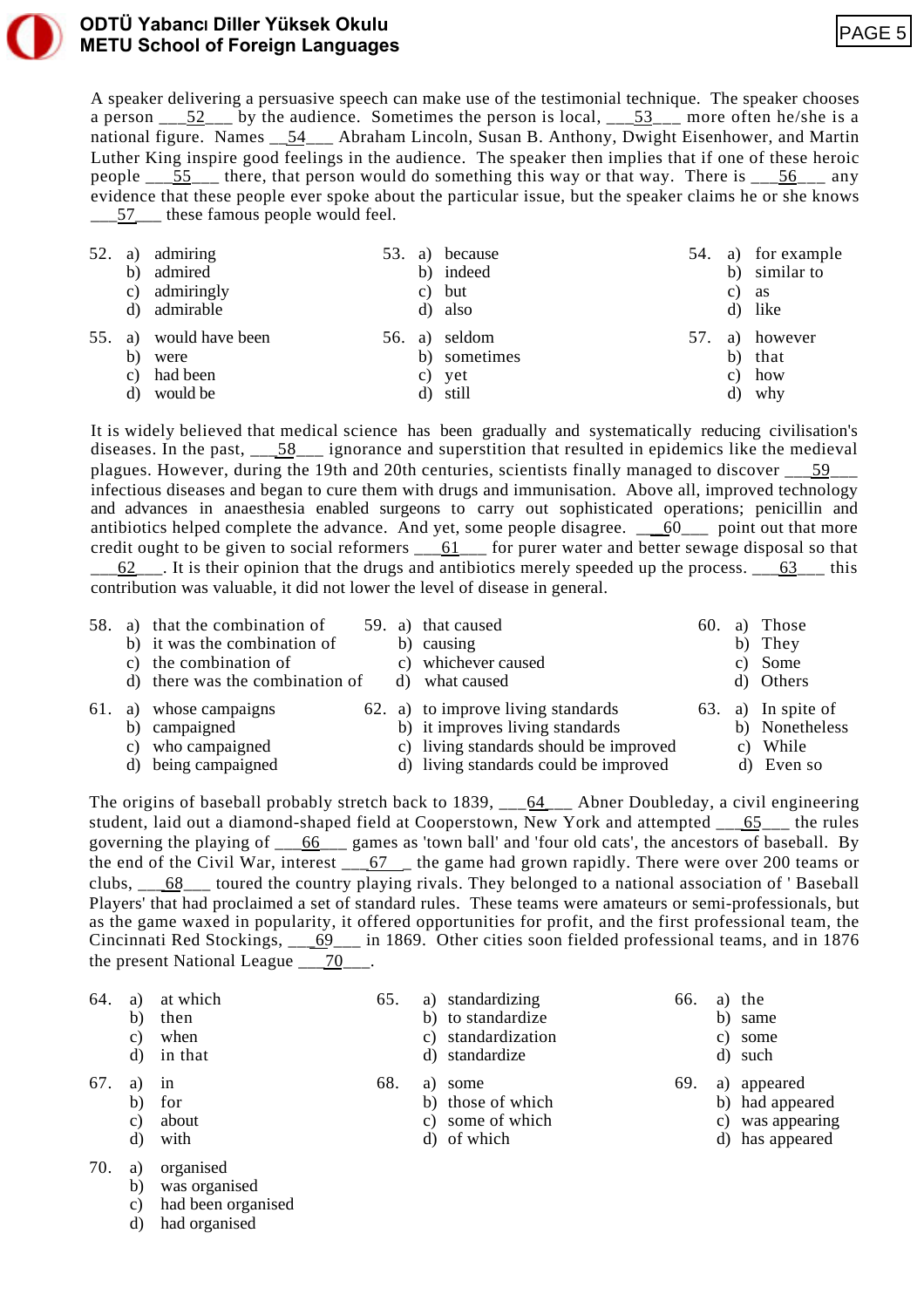A speaker delivering a persuasive speech can make use of the testimonial technique. The speaker chooses a person ___52___ by the audience. Sometimes the person is local, ___53___ more often he/she is a national figure. Names __54___ Abraham Lincoln, Susan B. Anthony, Dwight Eisenhower, and Martin Luther King inspire good feelings in the audience. The speaker then implies that if one of these heroic people ___55___ there, that person would do something this way or that way. There is ___56___ any evidence that these people ever spoke about the particular issue, but the speaker claims he or she knows ___57___ these famous people would feel.

52. a) admiring
    b) admired
    c) admiringly
    d) admirable

53. a) because
    b) indeed
    c) but
    d) also

54. a) for example
    b) similar to
    c) as
    d) like

55. a) would have been
    b) were
    c) had been
    d) would be

56. a) seldom
    b) sometimes
    c) yet
    d) still

57. a) however
    b) that
    c) how
    d) why

It is widely believed that medical science has been gradually and systematically reducing civilisation's diseases. In the past, ___58___ ignorance and superstition that resulted in epidemics like the medieval plagues. However, during the 19th and 20th centuries, scientists finally managed to discover ___59___ infectious diseases and began to cure them with drugs and immunisation. Above all, improved technology and advances in anaesthesia enabled surgeons to carry out sophisticated operations; penicillin and antibiotics helped complete the advance. And yet, some people disagree. ___60___ point out that more credit ought to be given to social reformers ___61___ for purer water and better sewage disposal so that ___62___. It is their opinion that the drugs and antibiotics merely speeded up the process. ___63___ this contribution was valuable, it did not lower the level of disease in general.

58. a) that the combination of
    b) it was the combination of
    c) the combination of
    d) there was the combination of

59. a) that caused
    b) causing
    c) whichever caused
    d) what caused

60. a) Those
    b) They
    c) Some
    d) Others

61. a) whose campaigns
    b) campaigned
    c) who campaigned
    d) being campaigned

62. a) to improve living standards
    b) it improves living standards
    c) living standards should be improved
    d) living standards could be improved

63. a) In spite of
    b) Nonetheless
    c) While
    d) Even so

The origins of baseball probably stretch back to 1839, ___64___ Abner Doubleday, a civil engineering student, laid out a diamond-shaped field at Cooperstown, New York and attempted ___65___ the rules governing the playing of ___66___ games as 'town ball' and 'four old cats', the ancestors of baseball. By the end of the Civil War, interest ___67___ the game had grown rapidly. There were over 200 teams or clubs, ___68___ toured the country playing rivals. They belonged to a national association of ' Baseball Players' that had proclaimed a set of standard rules. These teams were amateurs or semi-professionals, but as the game waxed in popularity, it offered opportunities for profit, and the first professional team, the Cincinnati Red Stockings, ___69___ in 1869. Other cities soon fielded professional teams, and in 1876 the present National League ___70___.

64. a) at which
    b) then
    c) when
    d) in that

65. a) standardizing
    b) to standardize
    c) standardization
    d) standardize

66. a) the
    b) same
    c) some
    d) such

67. a) in
    b) for
    c) about
    d) with

68. a) some
    b) those of which
    c) some of which
    d) of which

69. a) appeared
    b) had appeared
    c) was appearing
    d) has appeared

70. a) organised
    b) was organised
    c) had been organised
    d) had organised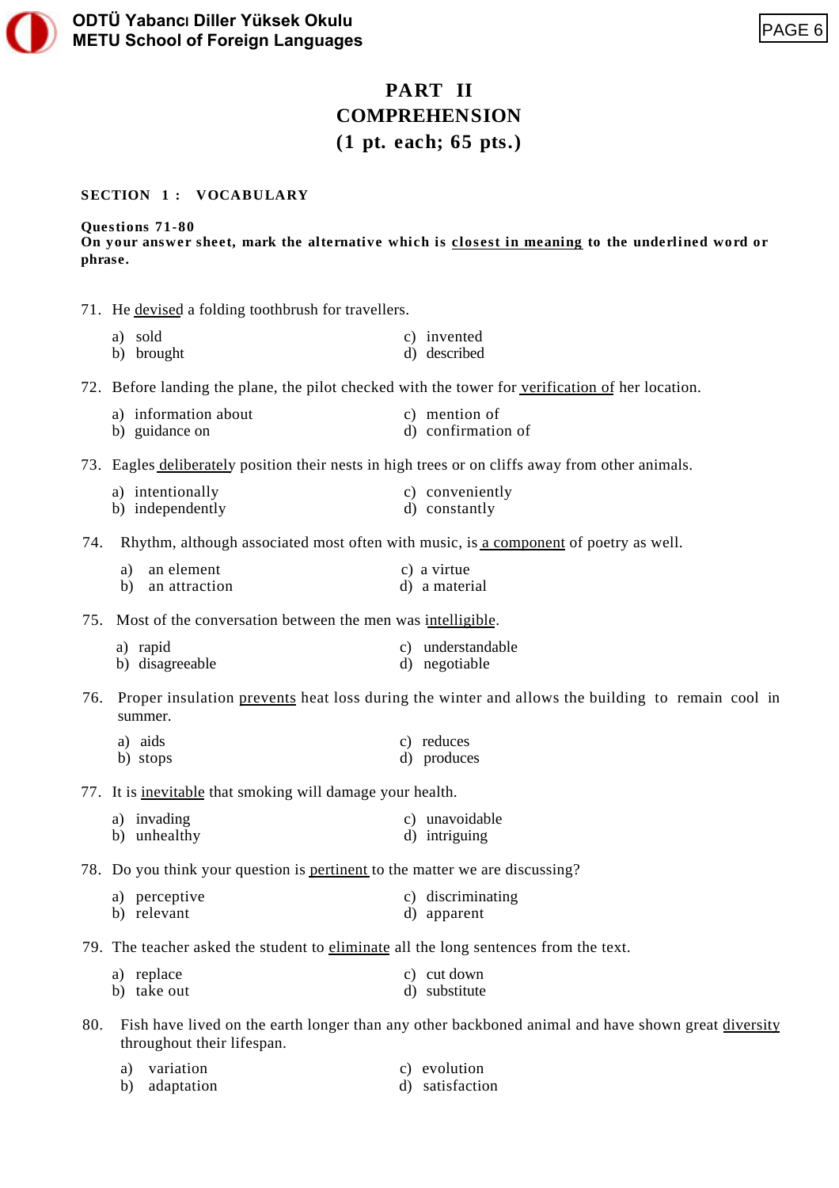# PART II
# COMPREHENSION
## (1 pt. each; 65 pts.)

### SECTION 1 : VOCABULARY

**Questions 71-80**
**On your answer sheet, mark the alternative which is <u>closest in meaning</u> to the underlined word or phrase.**

71. He <u>devised</u> a folding toothbrush for travellers.

    a) sold
    b) brought
    c) invented
    d) described

72. Before landing the plane, the pilot checked with the tower for <u>verification of</u> her location.

    a) information about
    b) guidance on
    c) mention of
    d) confirmation of

73. Eagles <u>deliberately</u> position their nests in high trees or on cliffs away from other animals.

    a) intentionally
    b) independently
    c) conveniently
    d) constantly

74. Rhythm, although associated most often with music, is <u>a component</u> of poetry as well.

    a) an element
    b) an attraction
    c) a virtue
    d) a material

75. Most of the conversation between the men was <u>intelligible</u>.

    a) rapid
    b) disagreeable
    c) understandable
    d) negotiable

76. Proper insulation <u>prevents</u> heat loss during the winter and allows the building to remain cool in summer.

    a) aids
    b) stops
    c) reduces
    d) produces

77. It is <u>inevitable</u> that smoking will damage your health.

    a) invading
    b) unhealthy
    c) unavoidable
    d) intriguing

78. Do you think your question is <u>pertinent</u> to the matter we are discussing?

    a) perceptive
    b) relevant
    c) discriminating
    d) apparent

79. The teacher asked the student to <u>eliminate</u> all the long sentences from the text.

    a) replace
    b) take out
    c) cut down
    d) substitute

80. Fish have lived on the earth longer than any other backboned animal and have shown great <u>diversity</u> throughout their lifespan.

    a) variation
    b) adaptation
    c) evolution
    d) satisfaction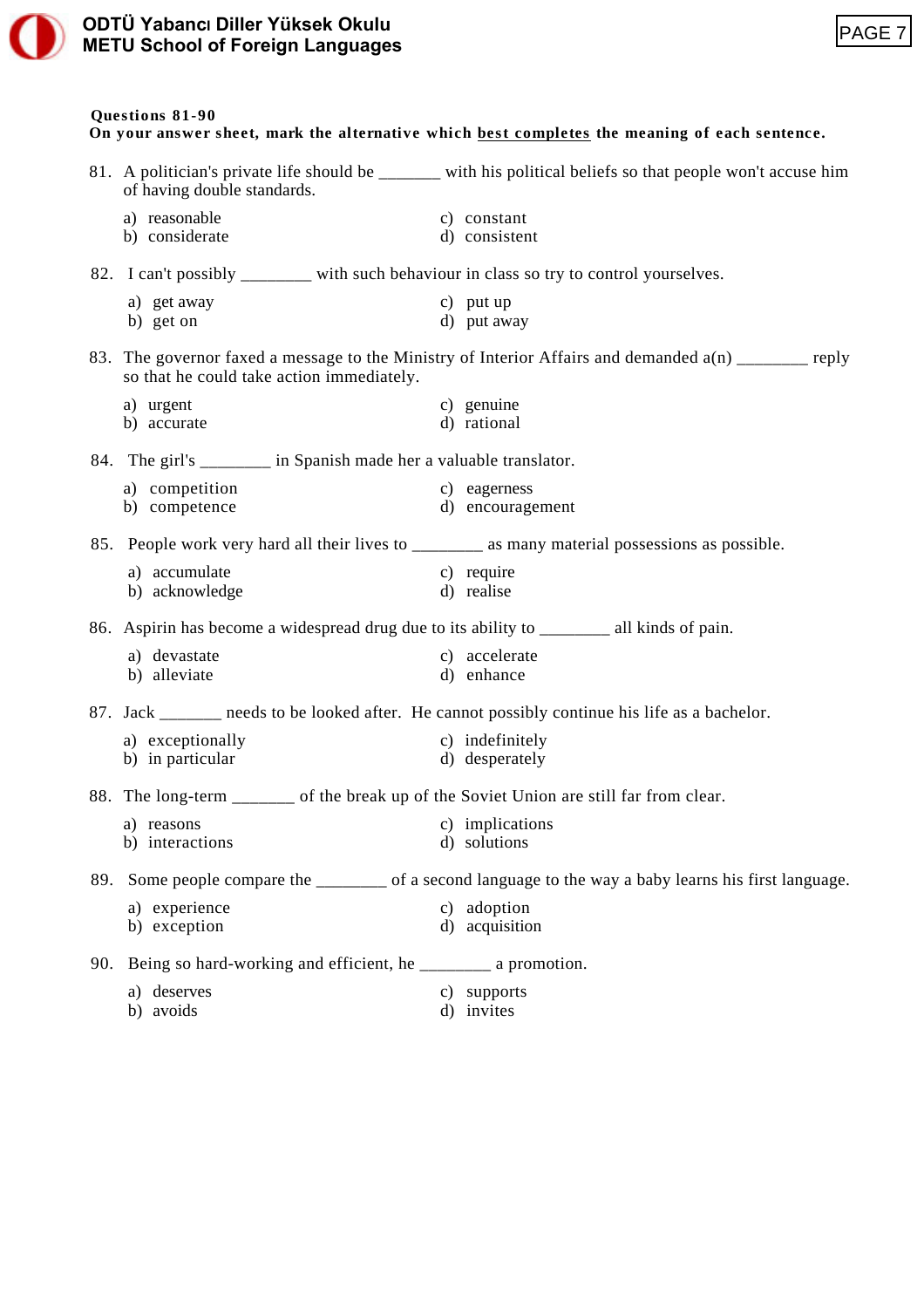**Questions 81-90**
**On your answer sheet, mark the alternative which best completes the meaning of each sentence.**

81. A politician's private life should be _______ with his political beliefs so that people won't accuse him of having double standards.

a) reasonable
b) considerate
c) constant
d) consistent

82. I can't possibly ________ with such behaviour in class so try to control yourselves.

a) get away
b) get on
c) put up
d) put away

83. The governor faxed a message to the Ministry of Interior Affairs and demanded a(n) ________ reply so that he could take action immediately.

a) urgent
b) accurate
c) genuine
d) rational

84. The girl's ________ in Spanish made her a valuable translator.

a) competition
b) competence
c) eagerness
d) encouragement

85. People work very hard all their lives to ________ as many material possessions as possible.

a) accumulate
b) acknowledge
c) require
d) realise

86. Aspirin has become a widespread drug due to its ability to ________ all kinds of pain.

a) devastate
b) alleviate
c) accelerate
d) enhance

87. Jack _______ needs to be looked after. He cannot possibly continue his life as a bachelor.

a) exceptionally
b) in particular
c) indefinitely
d) desperately

88. The long-term _______ of the break up of the Soviet Union are still far from clear.

a) reasons
b) interactions
c) implications
d) solutions

89. Some people compare the ________ of a second language to the way a baby learns his first language.

a) experience
b) exception
c) adoption
d) acquisition

90. Being so hard-working and efficient, he ________ a promotion.

a) deserves
b) avoids
c) supports
d) invites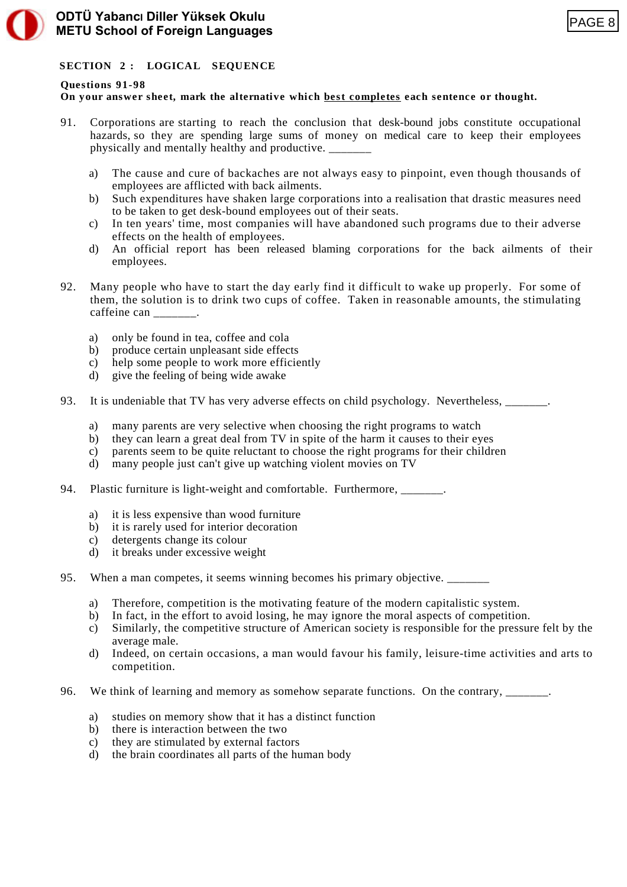## SECTION 2 : LOGICAL SEQUENCE

**Questions 91-98**
**On your answer sheet, mark the alternative which <u>best completes</u> each sentence or thought.**

91. Corporations are starting to reach the conclusion that desk-bound jobs constitute occupational hazards, so they are spending large sums of money on medical care to keep their employees physically and mentally healthy and productive. _______

    a) The cause and cure of backaches are not always easy to pinpoint, even though thousands of employees are afflicted with back ailments.
    b) Such expenditures have shaken large corporations into a realisation that drastic measures need to be taken to get desk-bound employees out of their seats.
    c) In ten years' time, most companies will have abandoned such programs due to their adverse effects on the health of employees.
    d) An official report has been released blaming corporations for the back ailments of their employees.

92. Many people who have to start the day early find it difficult to wake up properly. For some of them, the solution is to drink two cups of coffee. Taken in reasonable amounts, the stimulating caffeine can _______.

    a) only be found in tea, coffee and cola
    b) produce certain unpleasant side effects
    c) help some people to work more efficiently
    d) give the feeling of being wide awake

93. It is undeniable that TV has very adverse effects on child psychology. Nevertheless, _______.

    a) many parents are very selective when choosing the right programs to watch
    b) they can learn a great deal from TV in spite of the harm it causes to their eyes
    c) parents seem to be quite reluctant to choose the right programs for their children
    d) many people just can't give up watching violent movies on TV

94. Plastic furniture is light-weight and comfortable. Furthermore, _______.

    a) it is less expensive than wood furniture
    b) it is rarely used for interior decoration
    c) detergents change its colour
    d) it breaks under excessive weight

95. When a man competes, it seems winning becomes his primary objective. _______

    a) Therefore, competition is the motivating feature of the modern capitalistic system.
    b) In fact, in the effort to avoid losing, he may ignore the moral aspects of competition.
    c) Similarly, the competitive structure of American society is responsible for the pressure felt by the average male.
    d) Indeed, on certain occasions, a man would favour his family, leisure-time activities and arts to competition.

96. We think of learning and memory as somehow separate functions. On the contrary, _______.

    a) studies on memory show that it has a distinct function
    b) there is interaction between the two
    c) they are stimulated by external factors
    d) the brain coordinates all parts of the human body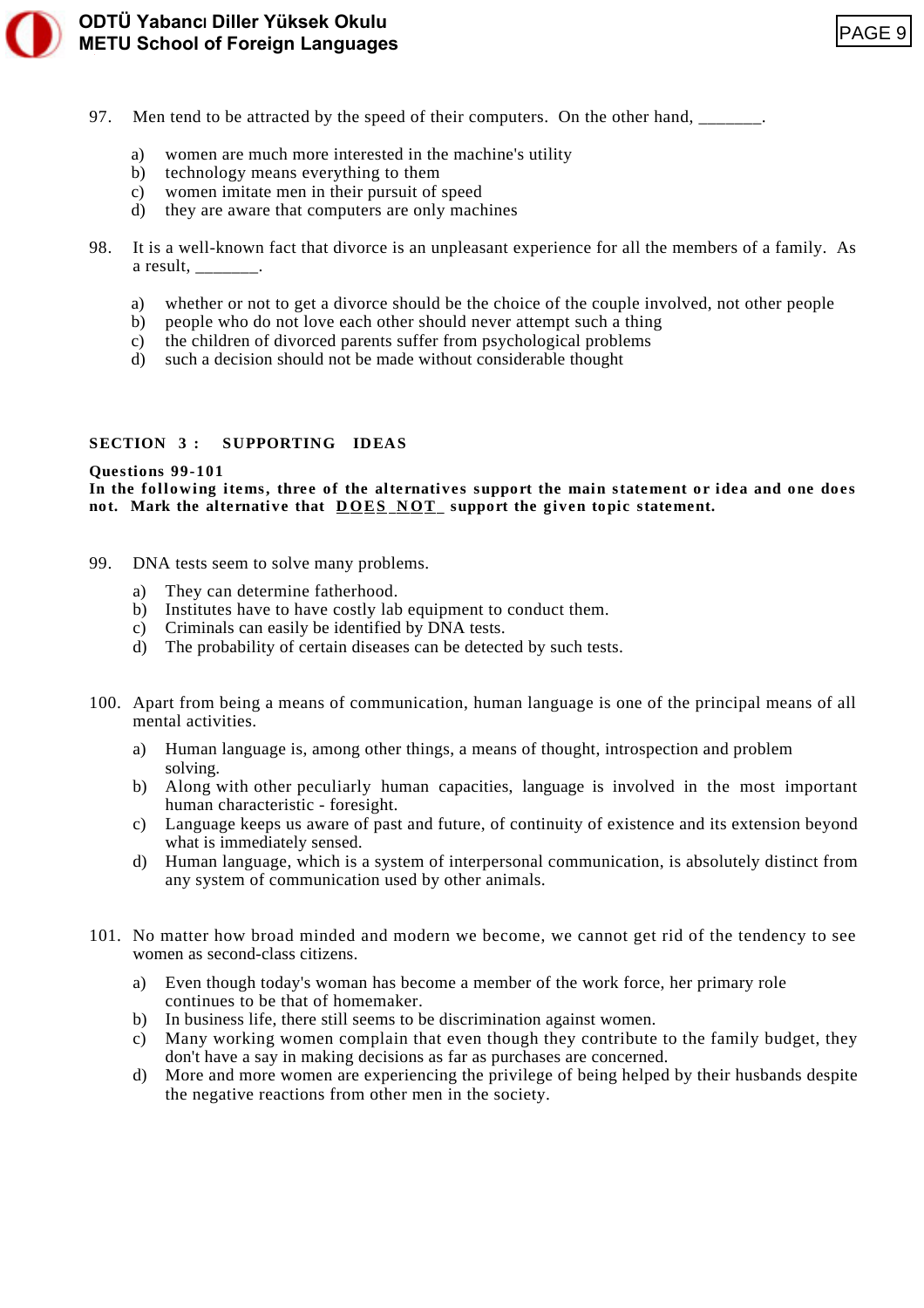97. Men tend to be attracted by the speed of their computers. On the other hand, _______.

a) women are much more interested in the machine's utility
b) technology means everything to them
c) women imitate men in their pursuit of speed
d) they are aware that computers are only machines

98. It is a well-known fact that divorce is an unpleasant experience for all the members of a family. As a result, _______.

a) whether or not to get a divorce should be the choice of the couple involved, not other people
b) people who do not love each other should never attempt such a thing
c) the children of divorced parents suffer from psychological problems
d) such a decision should not be made without considerable thought

## SECTION 3 : SUPPORTING IDEAS

**Questions 99-101**
**In the following items, three of the alternatives support the main statement or idea and one does not. Mark the alternative that DOES NOT support the given topic statement.**

99. DNA tests seem to solve many problems.

a) They can determine fatherhood.
b) Institutes have to have costly lab equipment to conduct them.
c) Criminals can easily be identified by DNA tests.
d) The probability of certain diseases can be detected by such tests.

100. Apart from being a means of communication, human language is one of the principal means of all mental activities.

a) Human language is, among other things, a means of thought, introspection and problem solving.
b) Along with other peculiarly human capacities, language is involved in the most important human characteristic - foresight.
c) Language keeps us aware of past and future, of continuity of existence and its extension beyond what is immediately sensed.
d) Human language, which is a system of interpersonal communication, is absolutely distinct from any system of communication used by other animals.

101. No matter how broad minded and modern we become, we cannot get rid of the tendency to see women as second-class citizens.

a) Even though today's woman has become a member of the work force, her primary role continues to be that of homemaker.
b) In business life, there still seems to be discrimination against women.
c) Many working women complain that even though they contribute to the family budget, they don't have a say in making decisions as far as purchases are concerned.
d) More and more women are experiencing the privilege of being helped by their husbands despite the negative reactions from other men in the society.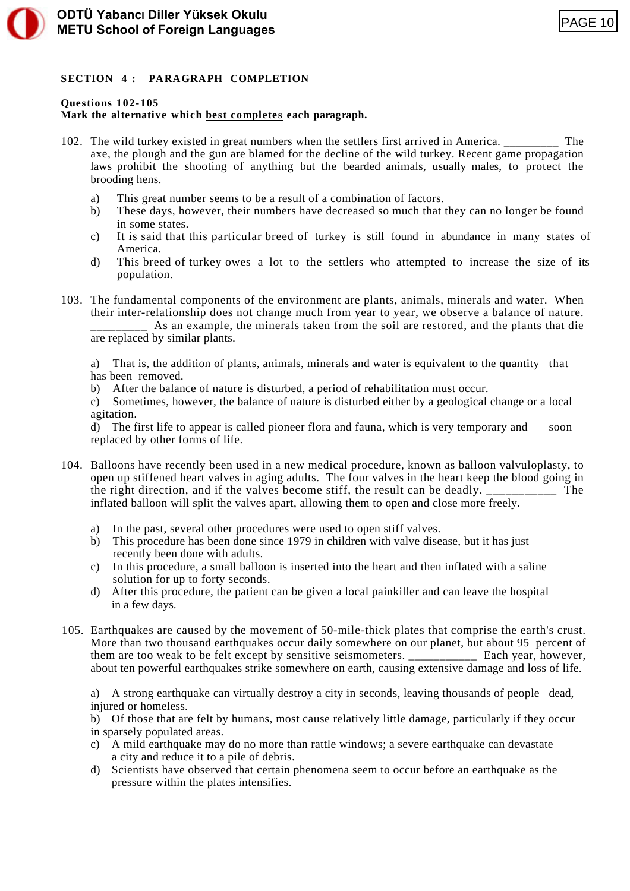## SECTION 4 : PARAGRAPH COMPLETION

**Questions 102-105**
**Mark the alternative which best completes each paragraph.**

102. The wild turkey existed in great numbers when the settlers first arrived in America. _________ The axe, the plough and the gun are blamed for the decline of the wild turkey. Recent game propagation laws prohibit the shooting of anything but the bearded animals, usually males, to protect the brooding hens.

    a) This great number seems to be a result of a combination of factors.
    b) These days, however, their numbers have decreased so much that they can no longer be found in some states.
    c) It is said that this particular breed of turkey is still found in abundance in many states of America.
    d) This breed of turkey owes a lot to the settlers who attempted to increase the size of its population.

103. The fundamental components of the environment are plants, animals, minerals and water. When their inter-relationship does not change much from year to year, we observe a balance of nature. _________ As an example, the minerals taken from the soil are restored, and the plants that die are replaced by similar plants.

    a) That is, the addition of plants, animals, minerals and water is equivalent to the quantity that has been removed.
    b) After the balance of nature is disturbed, a period of rehabilitation must occur.
    c) Sometimes, however, the balance of nature is disturbed either by a geological change or a local agitation.
    d) The first life to appear is called pioneer flora and fauna, which is very temporary and soon replaced by other forms of life.

104. Balloons have recently been used in a new medical procedure, known as balloon valvuloplasty, to open up stiffened heart valves in aging adults. The four valves in the heart keep the blood going in the right direction, and if the valves become stiff, the result can be deadly. ___________ The inflated balloon will split the valves apart, allowing them to open and close more freely.

    a) In the past, several other procedures were used to open stiff valves.
    b) This procedure has been done since 1979 in children with valve disease, but it has just recently been done with adults.
    c) In this procedure, a small balloon is inserted into the heart and then inflated with a saline solution for up to forty seconds.
    d) After this procedure, the patient can be given a local painkiller and can leave the hospital in a few days.

105. Earthquakes are caused by the movement of 50-mile-thick plates that comprise the earth's crust. More than two thousand earthquakes occur daily somewhere on our planet, but about 95 percent of them are too weak to be felt except by sensitive seismometers. ___________ Each year, however, about ten powerful earthquakes strike somewhere on earth, causing extensive damage and loss of life.

    a) A strong earthquake can virtually destroy a city in seconds, leaving thousands of people dead, injured or homeless.
    b) Of those that are felt by humans, most cause relatively little damage, particularly if they occur in sparsely populated areas.
    c) A mild earthquake may do no more than rattle windows; a severe earthquake can devastate a city and reduce it to a pile of debris.
    d) Scientists have observed that certain phenomena seem to occur before an earthquake as the pressure within the plates intensifies.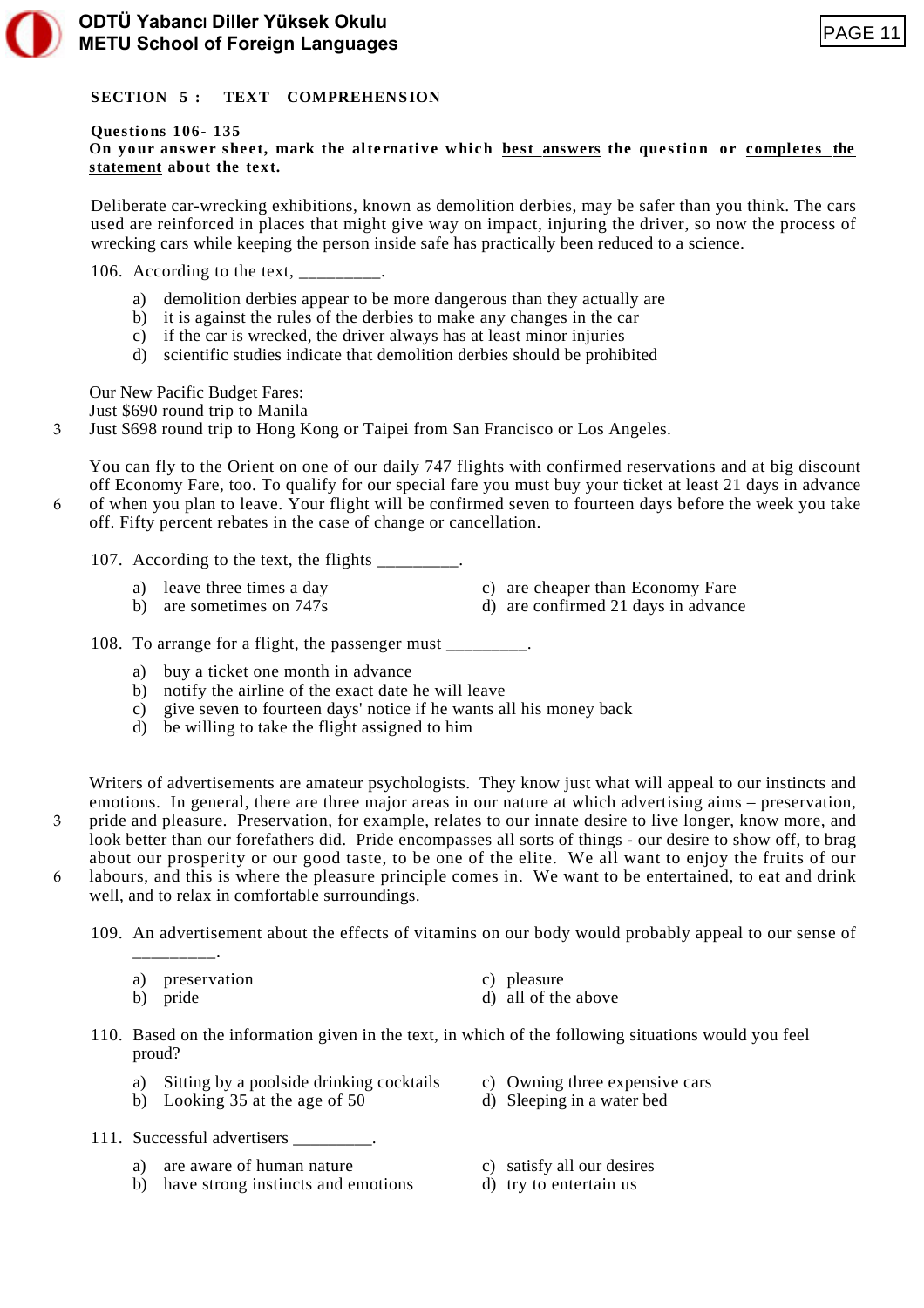## SECTION 5 : TEXT COMPREHENSION

**Questions 106- 135**

**On your answer sheet, mark the alternative which best answers the question or completes the statement about the text.**

Deliberate car-wrecking exhibitions, known as demolition derbies, may be safer than you think. The cars used are reinforced in places that might give way on impact, injuring the driver, so now the process of wrecking cars while keeping the person inside safe has practically been reduced to a science.

106. According to the text, _________.

   a) demolition derbies appear to be more dangerous than they actually are
   b) it is against the rules of the derbies to make any changes in the car
   c) if the car is wrecked, the driver always has at least minor injuries
   d) scientific studies indicate that demolition derbies should be prohibited

Our New Pacific Budget Fares:
Just $690 round trip to Manila
3 Just $698 round trip to Hong Kong or Taipei from San Francisco or Los Angeles.

You can fly to the Orient on one of our daily 747 flights with confirmed reservations and at big discount off Economy Fare, too. To qualify for our special fare you must buy your ticket at least 21 days in advance
6 of when you plan to leave. Your flight will be confirmed seven to fourteen days before the week you take off. Fifty percent rebates in the case of change or cancellation.

107. According to the text, the flights _________.

   a) leave three times a day
   b) are sometimes on 747s
   c) are cheaper than Economy Fare
   d) are confirmed 21 days in advance

108. To arrange for a flight, the passenger must _________.

   a) buy a ticket one month in advance
   b) notify the airline of the exact date he will leave
   c) give seven to fourteen days' notice if he wants all his money back
   d) be willing to take the flight assigned to him

Writers of advertisements are amateur psychologists. They know just what will appeal to our instincts and emotions. In general, there are three major areas in our nature at which advertising aims – preservation,
3 pride and pleasure. Preservation, for example, relates to our innate desire to live longer, know more, and look better than our forefathers did. Pride encompasses all sorts of things - our desire to show off, to brag about our prosperity or our good taste, to be one of the elite. We all want to enjoy the fruits of our
6 labours, and this is where the pleasure principle comes in. We want to be entertained, to eat and drink well, and to relax in comfortable surroundings.

109. An advertisement about the effects of vitamins on our body would probably appeal to our sense of _________.

   a) preservation
   b) pride
   c) pleasure
   d) all of the above

110. Based on the information given in the text, in which of the following situations would you feel proud?

   a) Sitting by a poolside drinking cocktails
   b) Looking 35 at the age of 50
   c) Owning three expensive cars
   d) Sleeping in a water bed

111. Successful advertisers _________.

   a) are aware of human nature
   b) have strong instincts and emotions
   c) satisfy all our desires
   d) try to entertain us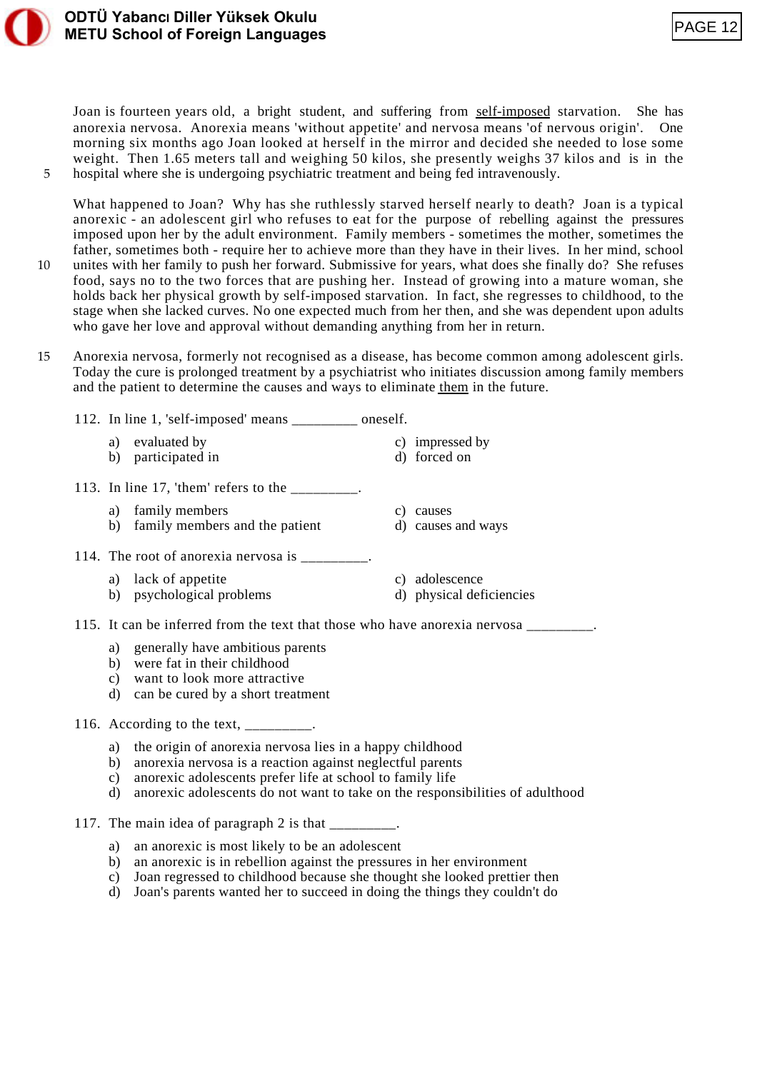Joan is fourteen years old, a bright student, and suffering from <u>self-imposed</u> starvation. She has anorexia nervosa. Anorexia means 'without appetite' and nervosa means 'of nervous origin'. One morning six months ago Joan looked at herself in the mirror and decided she needed to lose some weight. Then 1.65 meters tall and weighing 50 kilos, she presently weighs 37 kilos and is in the hospital where she is undergoing psychiatric treatment and being fed intravenously.

What happened to Joan? Why has she ruthlessly starved herself nearly to death? Joan is a typical anorexic - an adolescent girl who refuses to eat for the purpose of rebelling against the pressures imposed upon her by the adult environment. Family members - sometimes the mother, sometimes the father, sometimes both - require her to achieve more than they have in their lives. In her mind, school unites with her family to push her forward. Submissive for years, what does she finally do? She refuses food, says no to the two forces that are pushing her. Instead of growing into a mature woman, she holds back her physical growth by self-imposed starvation. In fact, she regresses to childhood, to the stage when she lacked curves. No one expected much from her then, and she was dependent upon adults who gave her love and approval without demanding anything from her in return.

Anorexia nervosa, formerly not recognised as a disease, has become common among adolescent girls. Today the cure is prolonged treatment by a psychiatrist who initiates discussion among family members and the patient to determine the causes and ways to eliminate <u>them</u> in the future.

112. In line 1, 'self-imposed' means _________ oneself.

a) evaluated by
b) participated in
c) impressed by
d) forced on

113. In line 17, 'them' refers to the _________.

a) family members
b) family members and the patient
c) causes
d) causes and ways

114. The root of anorexia nervosa is _________.

a) lack of appetite
b) psychological problems
c) adolescence
d) physical deficiencies

115. It can be inferred from the text that those who have anorexia nervosa _________.

a) generally have ambitious parents
b) were fat in their childhood
c) want to look more attractive
d) can be cured by a short treatment

116. According to the text, _________.

a) the origin of anorexia nervosa lies in a happy childhood
b) anorexia nervosa is a reaction against neglectful parents
c) anorexic adolescents prefer life at school to family life
d) anorexic adolescents do not want to take on the responsibilities of adulthood

117. The main idea of paragraph 2 is that _________.

a) an anorexic is most likely to be an adolescent
b) an anorexic is in rebellion against the pressures in her environment
c) Joan regressed to childhood because she thought she looked prettier then
d) Joan's parents wanted her to succeed in doing the things they couldn't do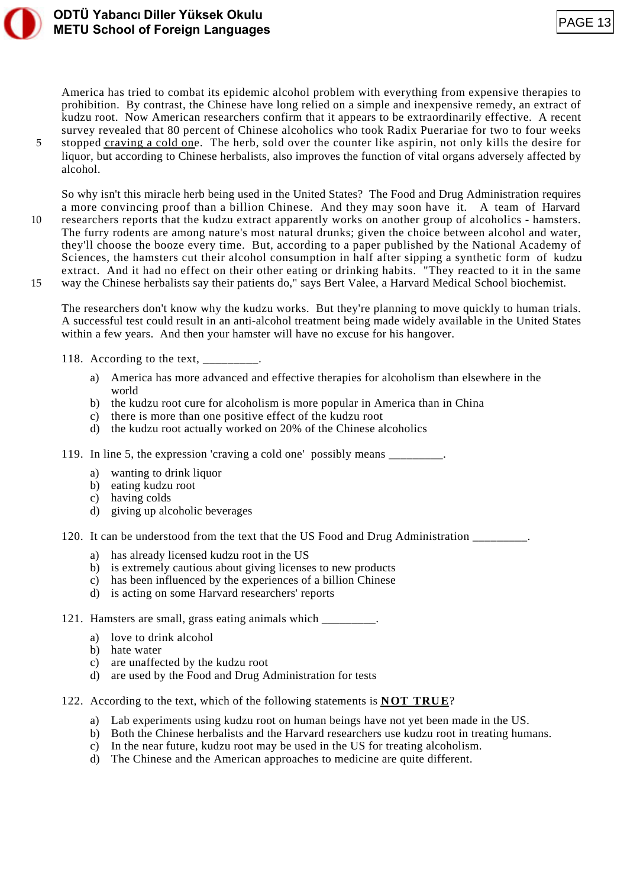America has tried to combat its epidemic alcohol problem with everything from expensive therapies to prohibition. By contrast, the Chinese have long relied on a simple and inexpensive remedy, an extract of kudzu root. Now American researchers confirm that it appears to be extraordinarily effective. A recent survey revealed that 80 percent of Chinese alcoholics who took Radix Puerariae for two to four weeks stopped craving a cold one. The herb, sold over the counter like aspirin, not only kills the desire for liquor, but according to Chinese herbalists, also improves the function of vital organs adversely affected by alcohol.

So why isn't this miracle herb being used in the United States? The Food and Drug Administration requires a more convincing proof than a billion Chinese. And they may soon have it. A team of Harvard researchers reports that the kudzu extract apparently works on another group of alcoholics - hamsters. The furry rodents are among nature's most natural drunks; given the choice between alcohol and water, they'll choose the booze every time. But, according to a paper published by the National Academy of Sciences, the hamsters cut their alcohol consumption in half after sipping a synthetic form of kudzu extract. And it had no effect on their other eating or drinking habits. "They reacted to it in the same way the Chinese herbalists say their patients do," says Bert Valee, a Harvard Medical School biochemist.

The researchers don't know why the kudzu works. But they're planning to move quickly to human trials. A successful test could result in an anti-alcohol treatment being made widely available in the United States within a few years. And then your hamster will have no excuse for his hangover.

118. According to the text, _________.

   a) America has more advanced and effective therapies for alcoholism than elsewhere in the world
   b) the kudzu root cure for alcoholism is more popular in America than in China
   c) there is more than one positive effect of the kudzu root
   d) the kudzu root actually worked on 20% of the Chinese alcoholics

119. In line 5, the expression 'craving a cold one' possibly means _________.

   a) wanting to drink liquor
   b) eating kudzu root
   c) having colds
   d) giving up alcoholic beverages

120. It can be understood from the text that the US Food and Drug Administration _________.

   a) has already licensed kudzu root in the US
   b) is extremely cautious about giving licenses to new products
   c) has been influenced by the experiences of a billion Chinese
   d) is acting on some Harvard researchers' reports

121. Hamsters are small, grass eating animals which _________.

   a) love to drink alcohol
   b) hate water
   c) are unaffected by the kudzu root
   d) are used by the Food and Drug Administration for tests

122. According to the text, which of the following statements is **NOT TRUE**?

   a) Lab experiments using kudzu root on human beings have not yet been made in the US.
   b) Both the Chinese herbalists and the Harvard researchers use kudzu root in treating humans.
   c) In the near future, kudzu root may be used in the US for treating alcoholism.
   d) The Chinese and the American approaches to medicine are quite different.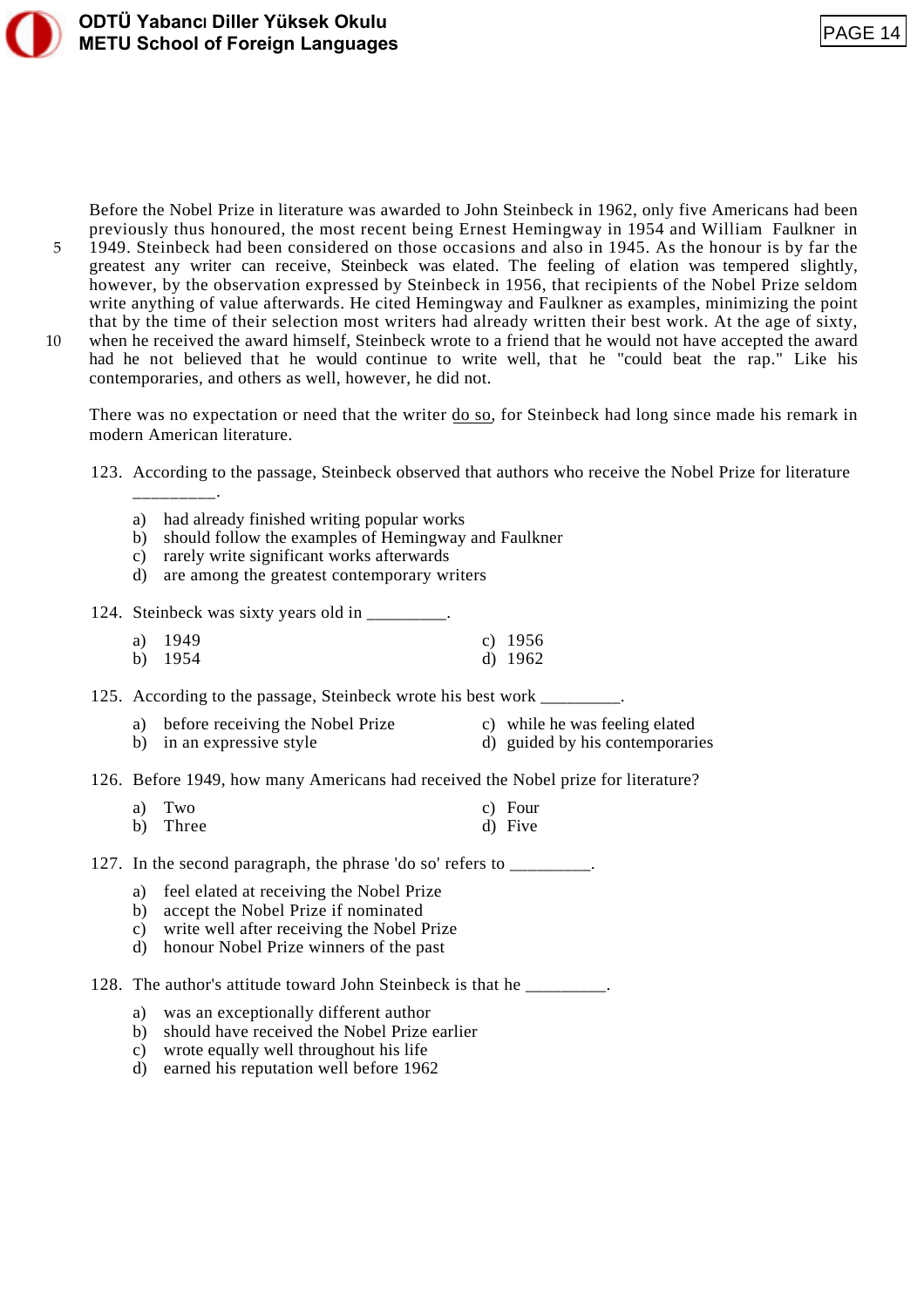Before the Nobel Prize in literature was awarded to John Steinbeck in 1962, only five Americans had been previously thus honoured, the most recent being Ernest Hemingway in 1954 and William Faulkner in 1949. Steinbeck had been considered on those occasions and also in 1945. As the honour is by far the greatest any writer can receive, Steinbeck was elated. The feeling of elation was tempered slightly, however, by the observation expressed by Steinbeck in 1956, that recipients of the Nobel Prize seldom write anything of value afterwards. He cited Hemingway and Faulkner as examples, minimizing the point that by the time of their selection most writers had already written their best work. At the age of sixty, when he received the award himself, Steinbeck wrote to a friend that he would not have accepted the award had he not believed that he would continue to write well, that he "could beat the rap." Like his contemporaries, and others as well, however, he did not.

There was no expectation or need that the writer <u>do so</u>, for Steinbeck had long since made his remark in modern American literature.

123. According to the passage, Steinbeck observed that authors who receive the Nobel Prize for literature _________.

a) had already finished writing popular works
b) should follow the examples of Hemingway and Faulkner
c) rarely write significant works afterwards
d) are among the greatest contemporary writers

124. Steinbeck was sixty years old in _________.

a) 1949
b) 1954
c) 1956
d) 1962

125. According to the passage, Steinbeck wrote his best work _________.

a) before receiving the Nobel Prize
b) in an expressive style
c) while he was feeling elated
d) guided by his contemporaries

126. Before 1949, how many Americans had received the Nobel prize for literature?

a) Two
b) Three
c) Four
d) Five

127. In the second paragraph, the phrase 'do so' refers to _________.

a) feel elated at receiving the Nobel Prize
b) accept the Nobel Prize if nominated
c) write well after receiving the Nobel Prize
d) honour Nobel Prize winners of the past

128. The author's attitude toward John Steinbeck is that he _________.

a) was an exceptionally different author
b) should have received the Nobel Prize earlier
c) wrote equally well throughout his life
d) earned his reputation well before 1962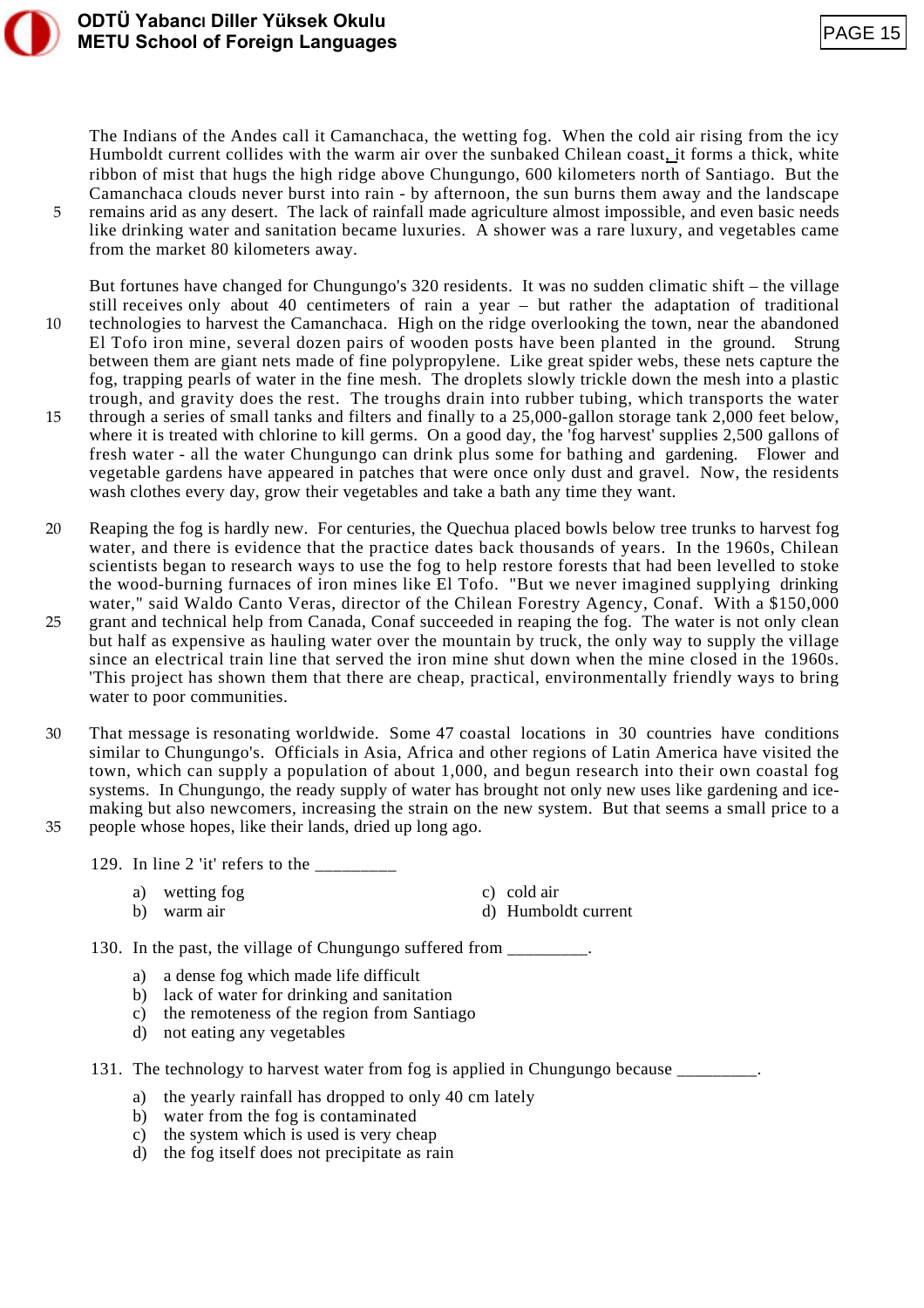The Indians of the Andes call it Camanchaca, the wetting fog. When the cold air rising from the icy Humboldt current collides with the warm air over the sunbaked Chilean coast, it forms a thick, white ribbon of mist that hugs the high ridge above Chungungo, 600 kilometers north of Santiago. But the Camanchaca clouds never burst into rain - by afternoon, the sun burns them away and the landscape remains arid as any desert. The lack of rainfall made agriculture almost impossible, and even basic needs like drinking water and sanitation became luxuries. A shower was a rare luxury, and vegetables came from the market 80 kilometers away.

But fortunes have changed for Chungungo's 320 residents. It was no sudden climatic shift – the village still receives only about 40 centimeters of rain a year – but rather the adaptation of traditional technologies to harvest the Camanchaca. High on the ridge overlooking the town, near the abandoned El Tofo iron mine, several dozen pairs of wooden posts have been planted in the ground. Strung between them are giant nets made of fine polypropylene. Like great spider webs, these nets capture the fog, trapping pearls of water in the fine mesh. The droplets slowly trickle down the mesh into a plastic trough, and gravity does the rest. The troughs drain into rubber tubing, which transports the water through a series of small tanks and filters and finally to a 25,000-gallon storage tank 2,000 feet below, where it is treated with chlorine to kill germs. On a good day, the 'fog harvest' supplies 2,500 gallons of fresh water - all the water Chungungo can drink plus some for bathing and gardening. Flower and vegetable gardens have appeared in patches that were once only dust and gravel. Now, the residents wash clothes every day, grow their vegetables and take a bath any time they want.

Reaping the fog is hardly new. For centuries, the Quechua placed bowls below tree trunks to harvest fog water, and there is evidence that the practice dates back thousands of years. In the 1960s, Chilean scientists began to research ways to use the fog to help restore forests that had been levelled to stoke the wood-burning furnaces of iron mines like El Tofo. "But we never imagined supplying drinking water," said Waldo Canto Veras, director of the Chilean Forestry Agency, Conaf. With a $150,000 grant and technical help from Canada, Conaf succeeded in reaping the fog. The water is not only clean but half as expensive as hauling water over the mountain by truck, the only way to supply the village since an electrical train line that served the iron mine shut down when the mine closed in the 1960s. 'This project has shown them that there are cheap, practical, environmentally friendly ways to bring water to poor communities.

That message is resonating worldwide. Some 47 coastal locations in 30 countries have conditions similar to Chungungo's. Officials in Asia, Africa and other regions of Latin America have visited the town, which can supply a population of about 1,000, and begun research into their own coastal fog systems. In Chungungo, the ready supply of water has brought not only new uses like gardening and ice-making but also newcomers, increasing the strain on the new system. But that seems a small price to a people whose hopes, like their lands, dried up long ago.

129. In line 2 'it' refers to the _________

a) wetting fog
b) warm air
c) cold air
d) Humboldt current

130. In the past, the village of Chungungo suffered from _________.

a) a dense fog which made life difficult
b) lack of water for drinking and sanitation
c) the remoteness of the region from Santiago
d) not eating any vegetables

131. The technology to harvest water from fog is applied in Chungungo because _________.

a) the yearly rainfall has dropped to only 40 cm lately
b) water from the fog is contaminated
c) the system which is used is very cheap
d) the fog itself does not precipitate as rain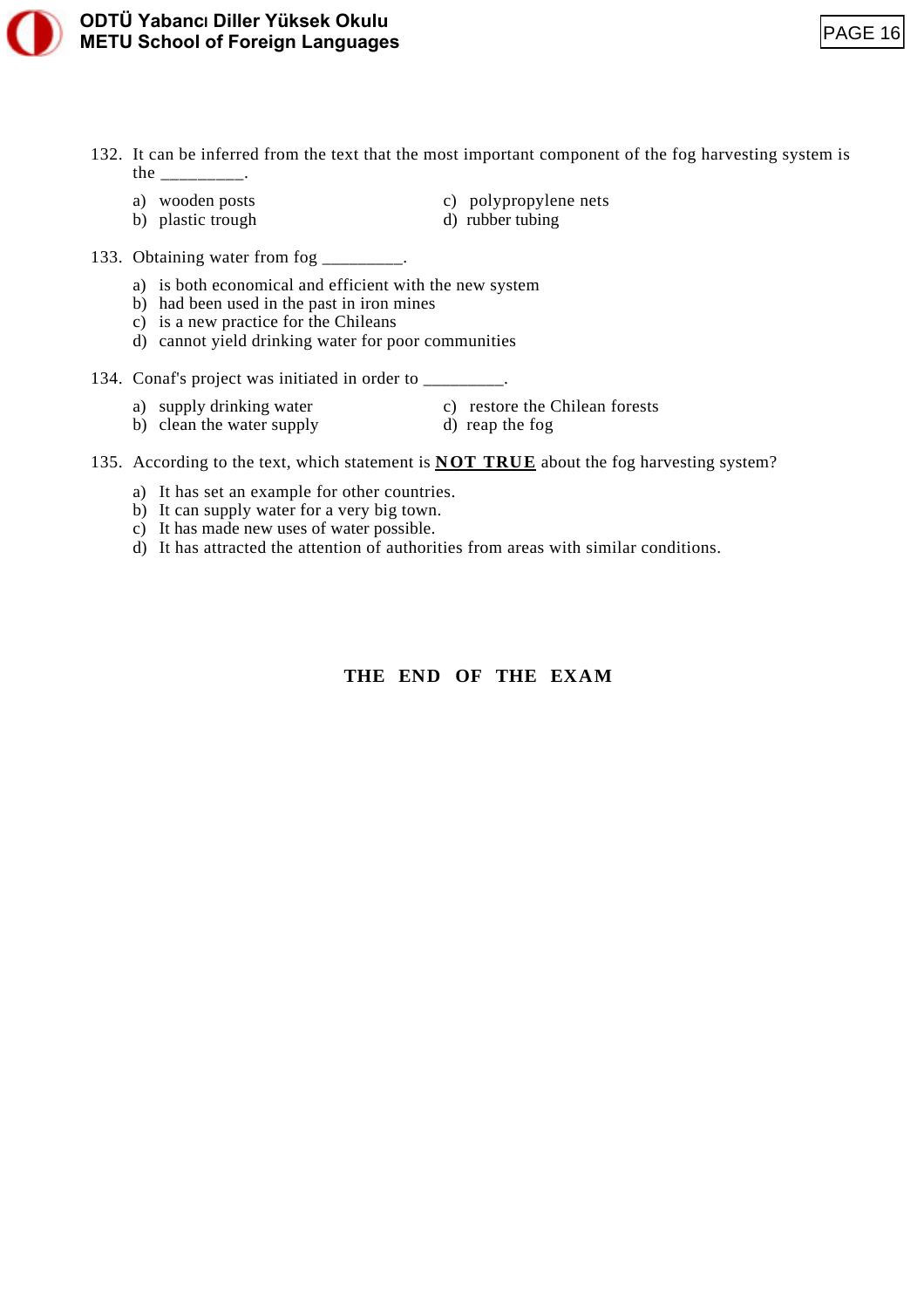132. It can be inferred from the text that the most important component of the fog harvesting system is the _________.

a) wooden posts
b) plastic trough
c) polypropylene nets
d) rubber tubing

133. Obtaining water from fog _________.

a) is both economical and efficient with the new system
b) had been used in the past in iron mines
c) is a new practice for the Chileans
d) cannot yield drinking water for poor communities

134. Conaf's project was initiated in order to _________.

a) supply drinking water
b) clean the water supply
c) restore the Chilean forests
d) reap the fog

135. According to the text, which statement is **NOT TRUE** about the fog harvesting system?

a) It has set an example for other countries.
b) It can supply water for a very big town.
c) It has made new uses of water possible.
d) It has attracted the attention of authorities from areas with similar conditions.

**THE END OF THE EXAM**